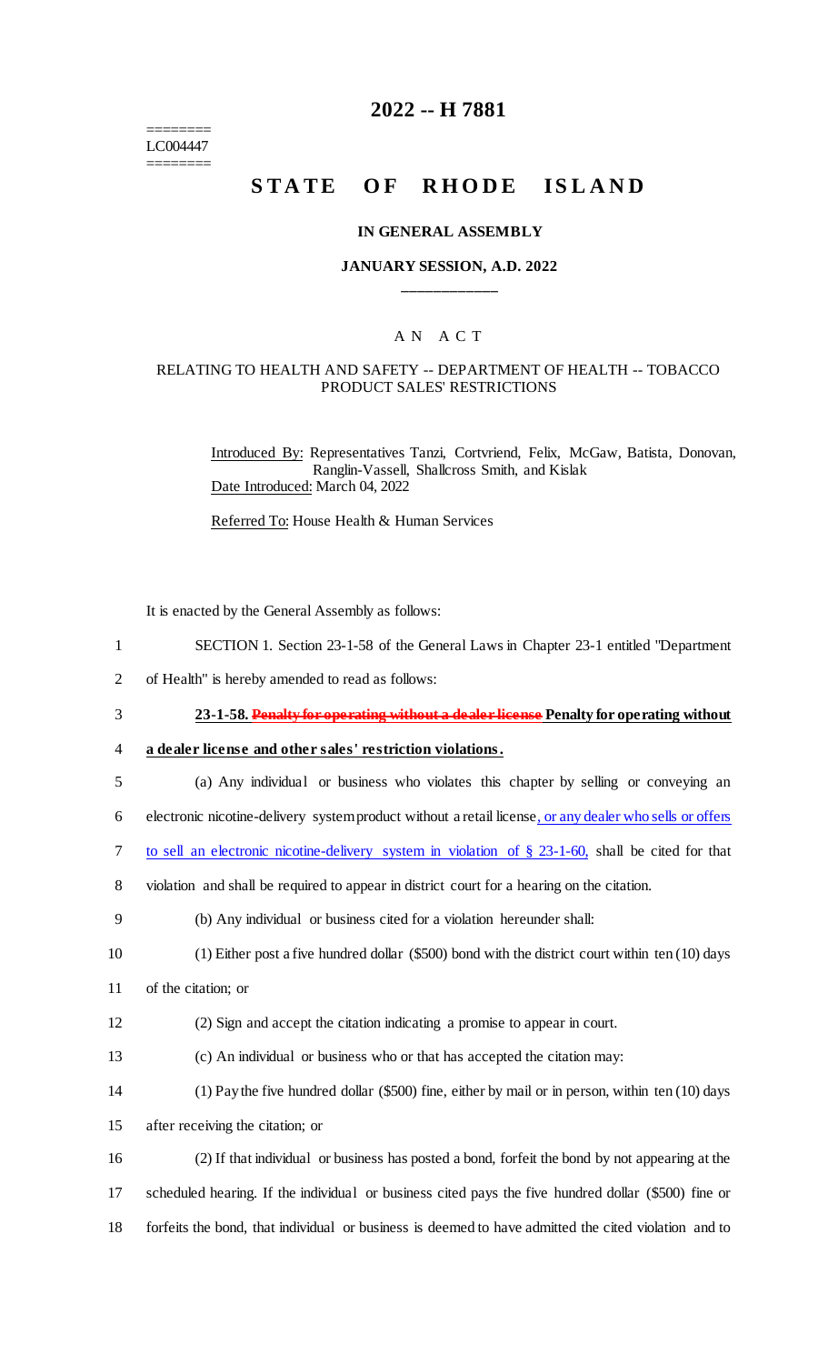# 2022 -- H 7881

========
LC004447
========

# STATE OF RHODE ISLAND

## IN GENERAL ASSEMBLY

### JANUARY SESSION, A.D. 2022

____________

A N A C T

RELATING TO HEALTH AND SAFETY -- DEPARTMENT OF HEALTH -- TOBACCO PRODUCT SALES' RESTRICTIONS

Introduced By: Representatives Tanzi, Cortvriend, Felix, McGaw, Batista, Donovan, Ranglin-Vassell, Shallcross Smith, and Kislak

Date Introduced: March 04, 2022

Referred To: House Health & Human Services

It is enacted by the General Assembly as follows:

1 SECTION 1. Section 23-1-58 of the General Laws in Chapter 23-1 entitled "Department
2 of Health" is hereby amended to read as follows:

3 **23-1-58. ~~Penalty for operating without a dealer license~~ Penalty for operating without**
4 **a dealer license and other sales' restriction violations.**

5 (a) Any individual or business who violates this chapter by selling or conveying an
6 electronic nicotine-delivery system product without a retail license, or any dealer who sells or offers
7 to sell an electronic nicotine-delivery system in violation of § 23-1-60, shall be cited for that
8 violation and shall be required to appear in district court for a hearing on the citation.

9 (b) Any individual or business cited for a violation hereunder shall:

10 (1) Either post a five hundred dollar ($500) bond with the district court within ten (10) days
11 of the citation; or

12 (2) Sign and accept the citation indicating a promise to appear in court.

13 (c) An individual or business who or that has accepted the citation may:

14 (1) Pay the five hundred dollar ($500) fine, either by mail or in person, within ten (10) days
15 after receiving the citation; or

16 (2) If that individual or business has posted a bond, forfeit the bond by not appearing at the
17 scheduled hearing. If the individual or business cited pays the five hundred dollar ($500) fine or
18 forfeits the bond, that individual or business is deemed to have admitted the cited violation and to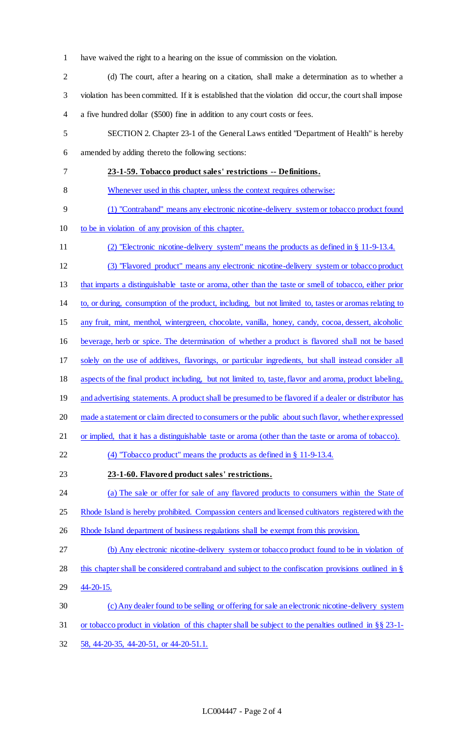have waived the right to a hearing on the issue of commission on the violation.

(d) The court, after a hearing on a citation, shall make a determination as to whether a violation has been committed. If it is established that the violation did occur, the court shall impose a five hundred dollar ($500) fine in addition to any court costs or fees.

SECTION 2. Chapter 23-1 of the General Laws entitled "Department of Health" is hereby amended by adding thereto the following sections:

**23-1-59. Tobacco product sales' restrictions -- Definitions.**

Whenever used in this chapter, unless the context requires otherwise:

(1) "Contraband" means any electronic nicotine-delivery system or tobacco product found to be in violation of any provision of this chapter.

(2) "Electronic nicotine-delivery system" means the products as defined in § 11-9-13.4.

(3) "Flavored product" means any electronic nicotine-delivery system or tobacco product that imparts a distinguishable taste or aroma, other than the taste or smell of tobacco, either prior to, or during, consumption of the product, including, but not limited to, tastes or aromas relating to any fruit, mint, menthol, wintergreen, chocolate, vanilla, honey, candy, cocoa, dessert, alcoholic beverage, herb or spice. The determination of whether a product is flavored shall not be based solely on the use of additives, flavorings, or particular ingredients, but shall instead consider all aspects of the final product including, but not limited to, taste, flavor and aroma, product labeling, and advertising statements. A product shall be presumed to be flavored if a dealer or distributor has made a statement or claim directed to consumers or the public about such flavor, whether expressed or implied, that it has a distinguishable taste or aroma (other than the taste or aroma of tobacco).

(4) "Tobacco product" means the products as defined in § 11-9-13.4.

**23-1-60. Flavored product sales' restrictions.**

(a) The sale or offer for sale of any flavored products to consumers within the State of Rhode Island is hereby prohibited. Compassion centers and licensed cultivators registered with the Rhode Island department of business regulations shall be exempt from this provision.

(b) Any electronic nicotine-delivery system or tobacco product found to be in violation of this chapter shall be considered contraband and subject to the confiscation provisions outlined in § 44-20-15.

(c) Any dealer found to be selling or offering for sale an electronic nicotine-delivery system or tobacco product in violation of this chapter shall be subject to the penalties outlined in §§ 23-1-58, 44-20-35, 44-20-51, or 44-20-51.1.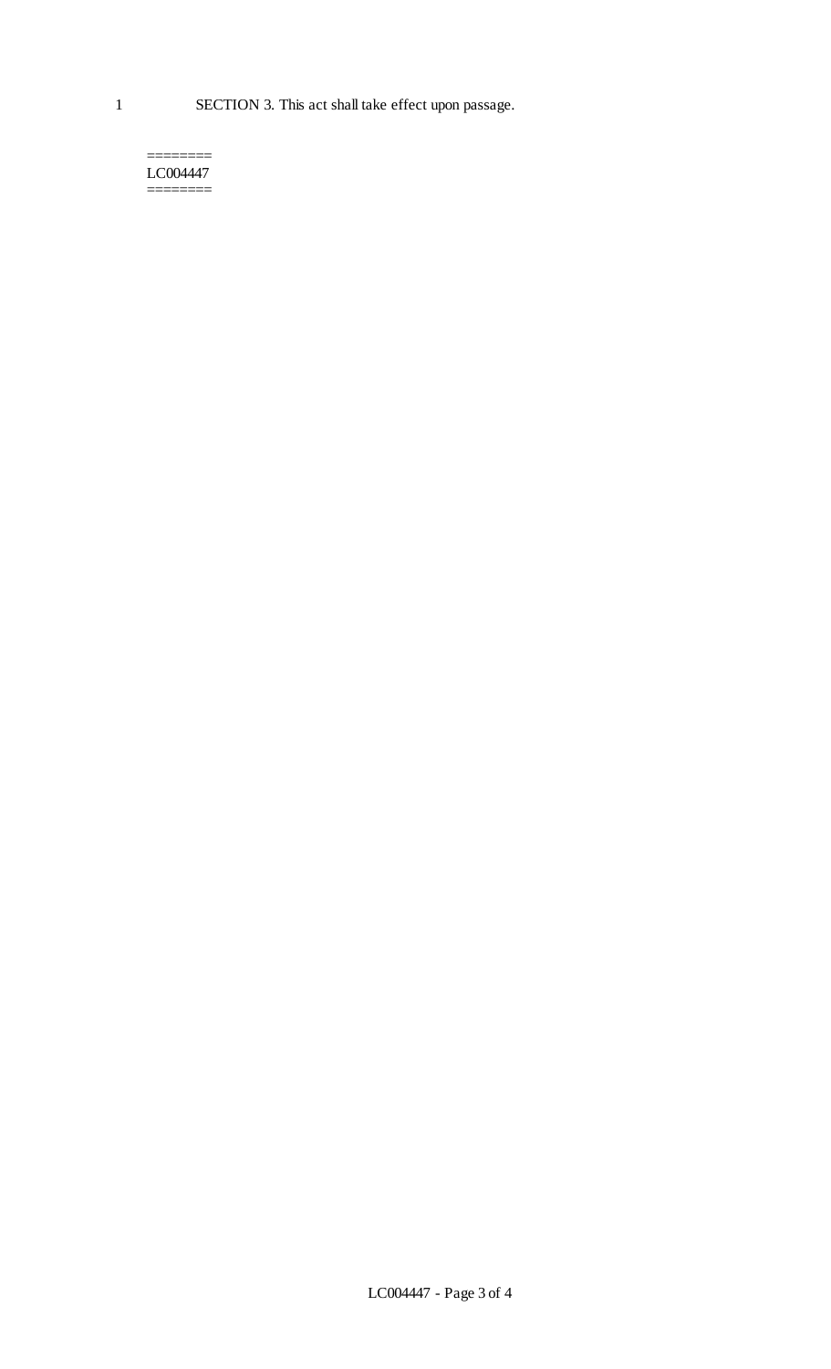1 SECTION 3. This act shall take effect upon passage.

========
LC004447
========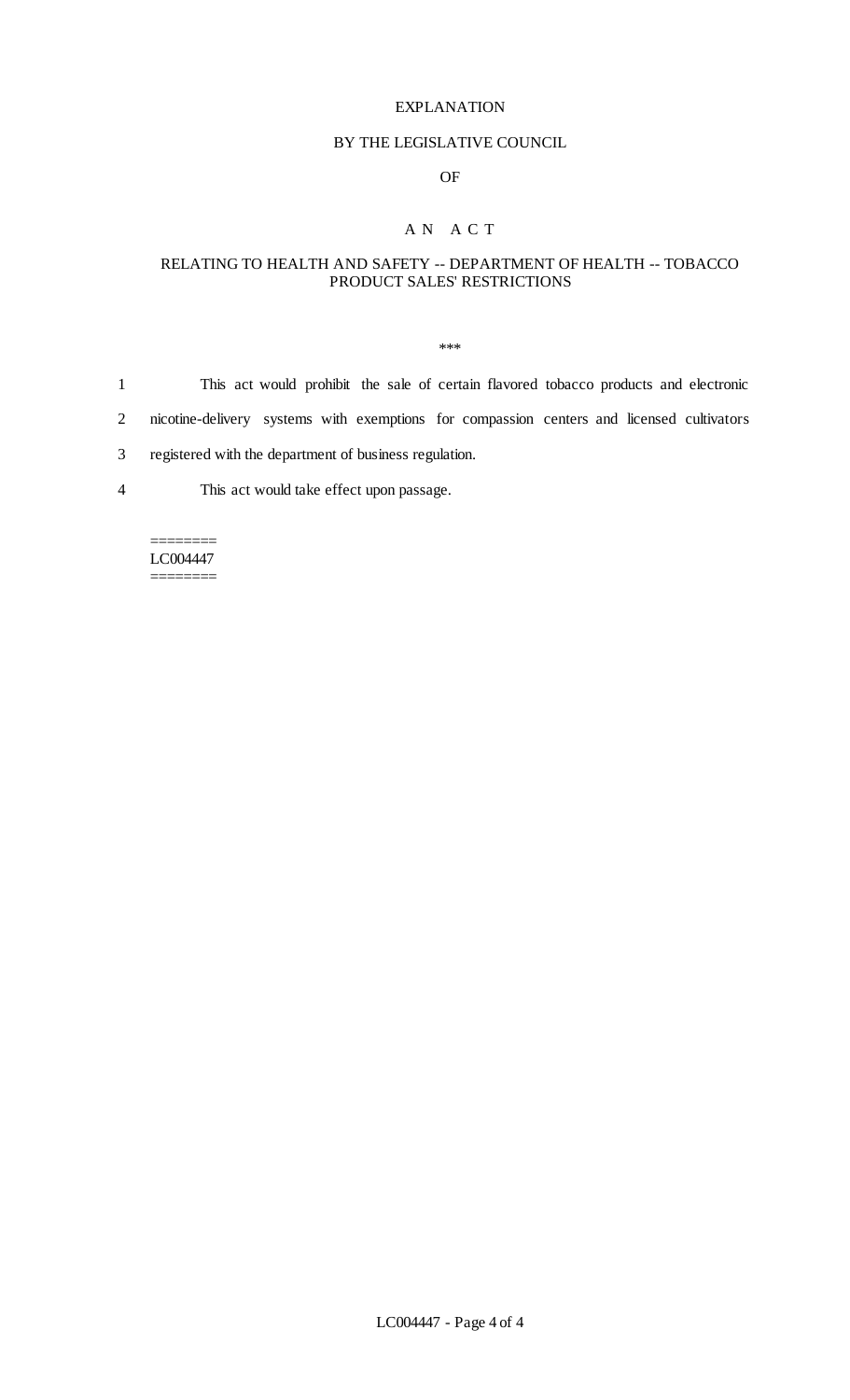EXPLANATION

BY THE LEGISLATIVE COUNCIL

OF

A N A C T

RELATING TO HEALTH AND SAFETY -- DEPARTMENT OF HEALTH -- TOBACCO PRODUCT SALES' RESTRICTIONS

\*\*\*

This act would prohibit the sale of certain flavored tobacco products and electronic nicotine-delivery systems with exemptions for compassion centers and licensed cultivators registered with the department of business regulation.

This act would take effect upon passage.

========
LC004447
========